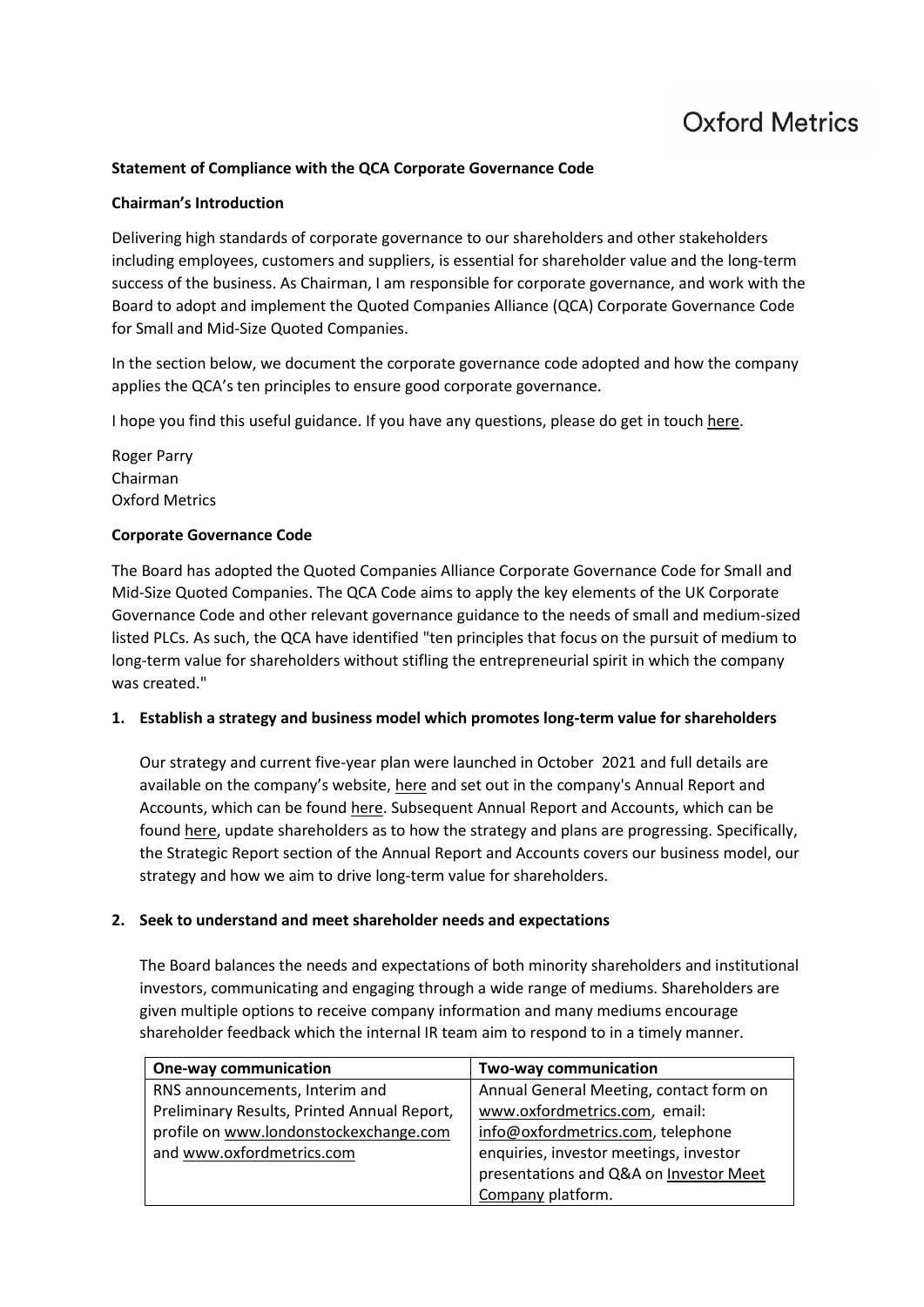**Statement of Compliance with the QCA Corporate Governance Code**

**Chairman's Introduction**

Delivering high standards of corporate governance to our shareholders and other stakeholders including employees, customers and suppliers, is essential for shareholder value and the long-term success of the business. As Chairman, I am responsible for corporate governance, and work with the Board to adopt and implement the Quoted Companies Alliance (QCA) Corporate Governance Code for Small and Mid-Size Quoted Companies.

In the section below, we document the corporate governance code adopted and how the company applies the QCA's ten principles to ensure good corporate governance.

I hope you find this useful guidance. If you have any questions, please do get in touch here.

Roger Parry
Chairman
Oxford Metrics

**Corporate Governance Code**

The Board has adopted the Quoted Companies Alliance Corporate Governance Code for Small and Mid-Size Quoted Companies. The QCA Code aims to apply the key elements of the UK Corporate Governance Code and other relevant governance guidance to the needs of small and medium-sized listed PLCs. As such, the QCA have identified "ten principles that focus on the pursuit of medium to long-term value for shareholders without stifling the entrepreneurial spirit in which the company was created."

1. **Establish a strategy and business model which promotes long-term value for shareholders**

   Our strategy and current five-year plan were launched in October 2021 and full details are available on the company's website, here and set out in the company's Annual Report and Accounts, which can be found here. Subsequent Annual Report and Accounts, which can be found here, update shareholders as to how the strategy and plans are progressing. Specifically, the Strategic Report section of the Annual Report and Accounts covers our business model, our strategy and how we aim to drive long-term value for shareholders.

2. **Seek to understand and meet shareholder needs and expectations**

   The Board balances the needs and expectations of both minority shareholders and institutional investors, communicating and engaging through a wide range of mediums. Shareholders are given multiple options to receive company information and many mediums encourage shareholder feedback which the internal IR team aim to respond to in a timely manner.

| One-way communication | Two-way communication |
| --- | --- |
| RNS announcements, Interim and Preliminary Results, Printed Annual Report, profile on www.londonstockexchange.com and www.oxfordmetrics.com | Annual General Meeting, contact form on www.oxfordmetrics.com, email: info@oxfordmetrics.com, telephone enquiries, investor meetings, investor presentations and Q&A on Investor Meet Company platform. |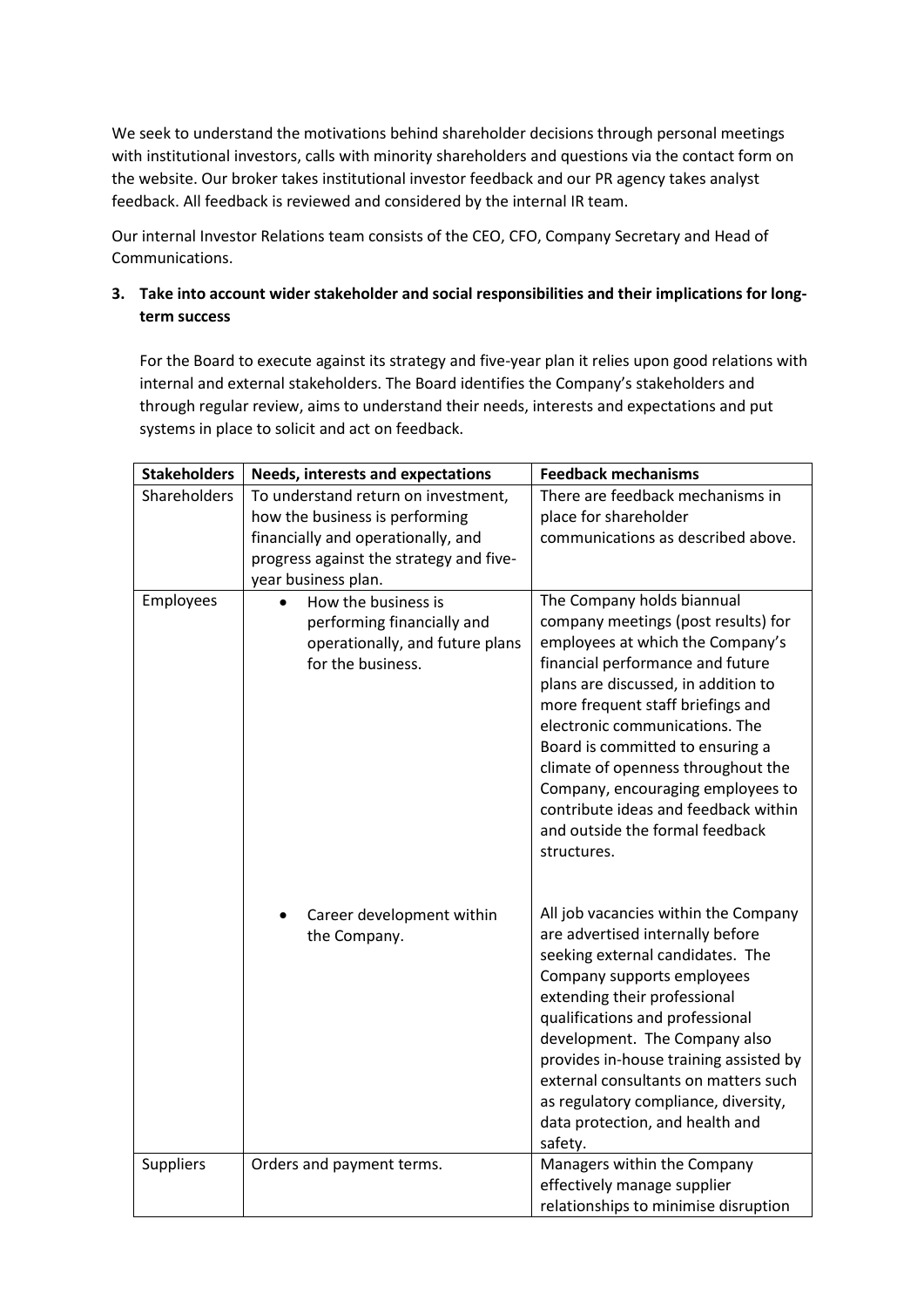We seek to understand the motivations behind shareholder decisions through personal meetings with institutional investors, calls with minority shareholders and questions via the contact form on the website. Our broker takes institutional investor feedback and our PR agency takes analyst feedback. All feedback is reviewed and considered by the internal IR team.

Our internal Investor Relations team consists of the CEO, CFO, Company Secretary and Head of Communications.

**3. Take into account wider stakeholder and social responsibilities and their implications for long-term success**

For the Board to execute against its strategy and five-year plan it relies upon good relations with internal and external stakeholders. The Board identifies the Company's stakeholders and through regular review, aims to understand their needs, interests and expectations and put systems in place to solicit and act on feedback.

| Stakeholders | Needs, interests and expectations | Feedback mechanisms |
|---|---|---|
| Shareholders | To understand return on investment, how the business is performing financially and operationally, and progress against the strategy and five-year business plan. | There are feedback mechanisms in place for shareholder communications as described above. |
| Employees | • How the business is performing financially and operationally, and future plans for the business. | The Company holds biannual company meetings (post results) for employees at which the Company's financial performance and future plans are discussed, in addition to more frequent staff briefings and electronic communications. The Board is committed to ensuring a climate of openness throughout the Company, encouraging employees to contribute ideas and feedback within and outside the formal feedback structures. |
| | • Career development within the Company. | All job vacancies within the Company are advertised internally before seeking external candidates. The Company supports employees extending their professional qualifications and professional development. The Company also provides in-house training assisted by external consultants on matters such as regulatory compliance, diversity, data protection, and health and safety. |
| Suppliers | Orders and payment terms. | Managers within the Company effectively manage supplier relationships to minimise disruption |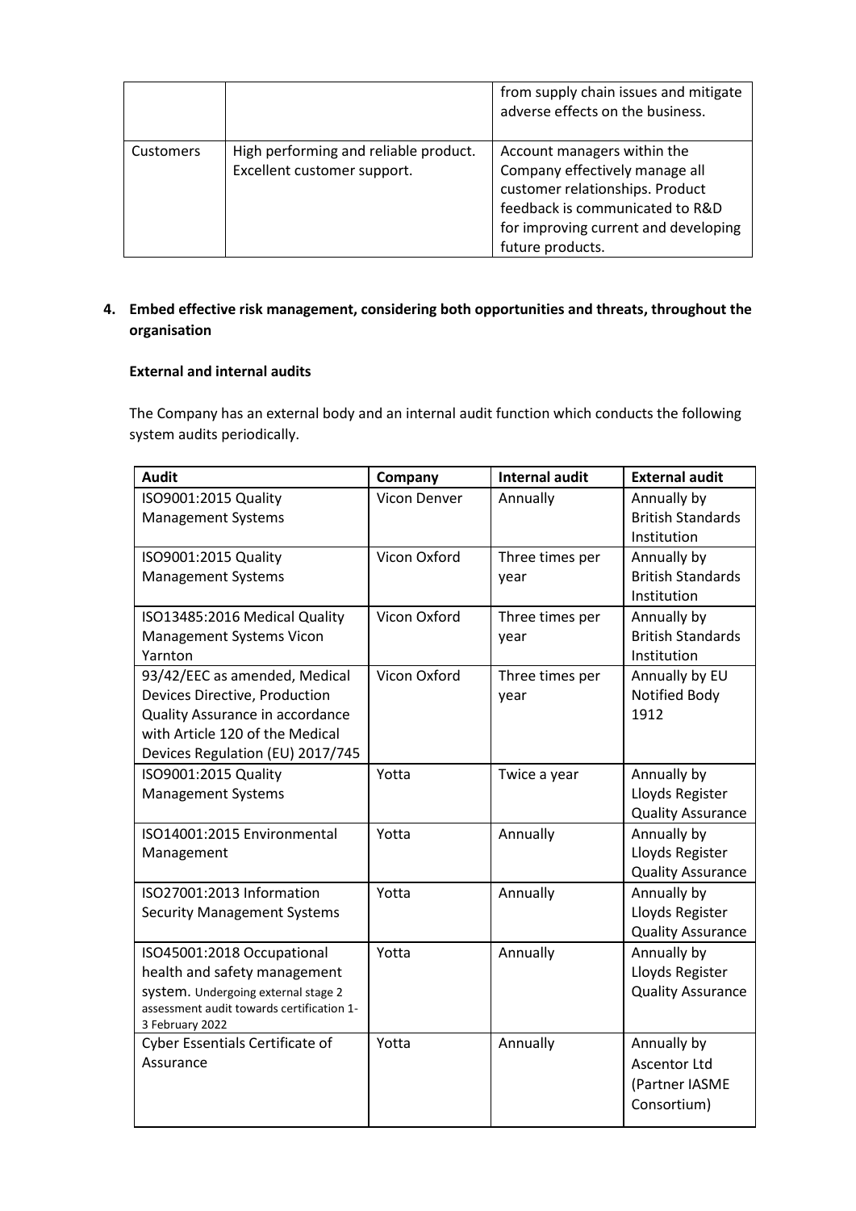| | | from supply chain issues and mitigate adverse effects on the business. |
|---|---|---|
| Customers | High performing and reliable product. Excellent customer support. | Account managers within the Company effectively manage all customer relationships. Product feedback is communicated to R&D for improving current and developing future products. |

**4. Embed effective risk management, considering both opportunities and threats, throughout the organisation**

**External and internal audits**

The Company has an external body and an internal audit function which conducts the following system audits periodically.

| Audit | Company | Internal audit | External audit |
|---|---|---|---|
| ISO9001:2015 Quality Management Systems | Vicon Denver | Annually | Annually by British Standards Institution |
| ISO9001:2015 Quality Management Systems | Vicon Oxford | Three times per year | Annually by British Standards Institution |
| ISO13485:2016 Medical Quality Management Systems Vicon Yarnton | Vicon Oxford | Three times per year | Annually by British Standards Institution |
| 93/42/EEC as amended, Medical Devices Directive, Production Quality Assurance in accordance with Article 120 of the Medical Devices Regulation (EU) 2017/745 | Vicon Oxford | Three times per year | Annually by EU Notified Body 1912 |
| ISO9001:2015 Quality Management Systems | Yotta | Twice a year | Annually by Lloyds Register Quality Assurance |
| ISO14001:2015 Environmental Management | Yotta | Annually | Annually by Lloyds Register Quality Assurance |
| ISO27001:2013 Information Security Management Systems | Yotta | Annually | Annually by Lloyds Register Quality Assurance |
| ISO45001:2018 Occupational health and safety management system. Undergoing external stage 2 assessment audit towards certification 1-3 February 2022 | Yotta | Annually | Annually by Lloyds Register Quality Assurance |
| Cyber Essentials Certificate of Assurance | Yotta | Annually | Annually by Ascentor Ltd (Partner IASME Consortium) |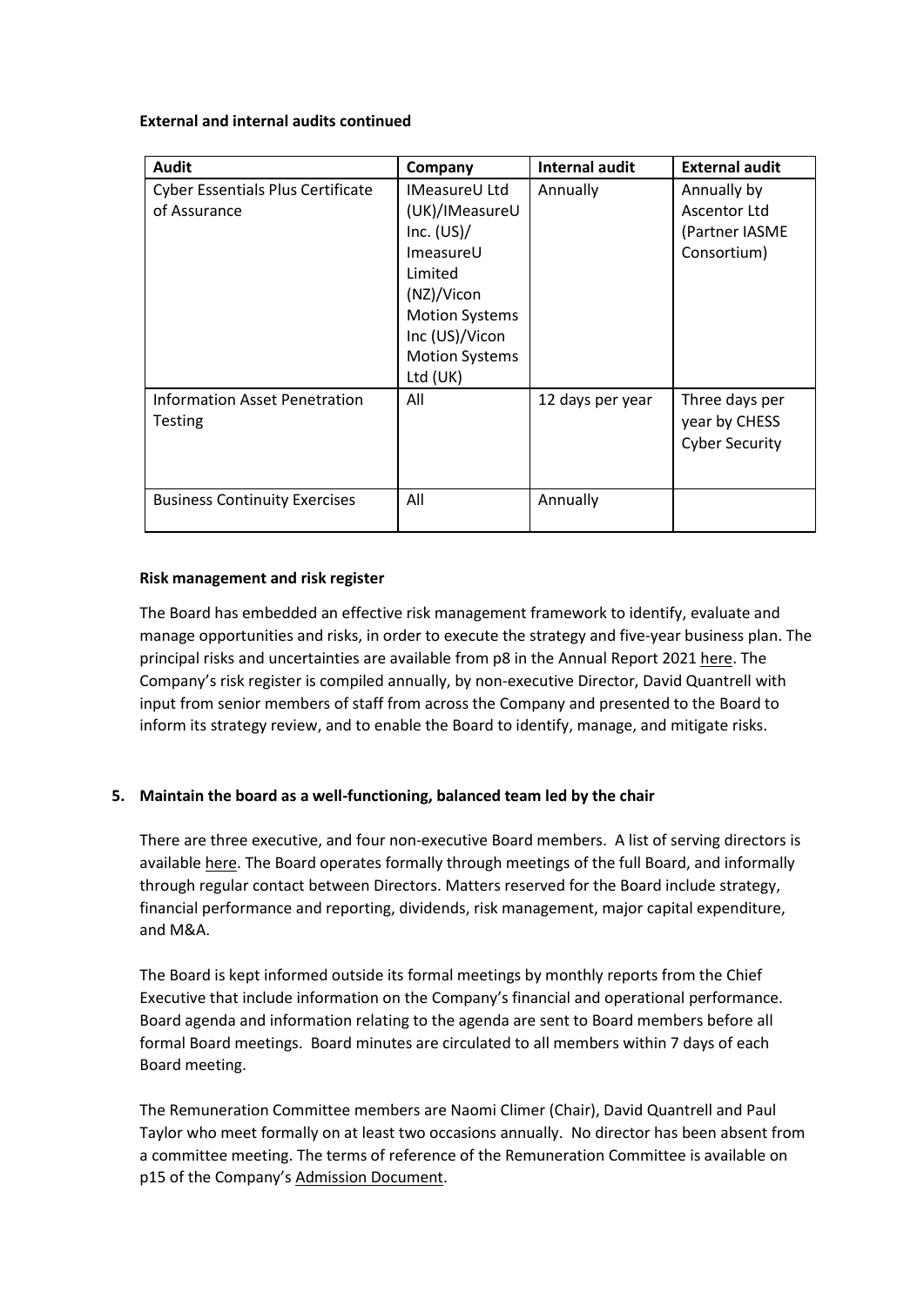**External and internal audits continued**

| Audit | Company | Internal audit | External audit |
|---|---|---|---|
| Cyber Essentials Plus Certificate of Assurance | IMeasureU Ltd (UK)/IMeasureU Inc. (US)/ ImeasureU Limited (NZ)/Vicon Motion Systems Inc (US)/Vicon Motion Systems Ltd (UK) | Annually | Annually by Ascentor Ltd (Partner IASME Consortium) |
| Information Asset Penetration Testing | All | 12 days per year | Three days per year by CHESS Cyber Security |
| Business Continuity Exercises | All | Annually | |

**Risk management and risk register**

The Board has embedded an effective risk management framework to identify, evaluate and manage opportunities and risks, in order to execute the strategy and five-year business plan. The principal risks and uncertainties are available from p8 in the Annual Report 2021 here. The Company's risk register is compiled annually, by non-executive Director, David Quantrell with input from senior members of staff from across the Company and presented to the Board to inform its strategy review, and to enable the Board to identify, manage, and mitigate risks.

**5. Maintain the board as a well-functioning, balanced team led by the chair**

There are three executive, and four non-executive Board members. A list of serving directors is available here. The Board operates formally through meetings of the full Board, and informally through regular contact between Directors. Matters reserved for the Board include strategy, financial performance and reporting, dividends, risk management, major capital expenditure, and M&A.

The Board is kept informed outside its formal meetings by monthly reports from the Chief Executive that include information on the Company's financial and operational performance. Board agenda and information relating to the agenda are sent to Board members before all formal Board meetings. Board minutes are circulated to all members within 7 days of each Board meeting.

The Remuneration Committee members are Naomi Climer (Chair), David Quantrell and Paul Taylor who meet formally on at least two occasions annually. No director has been absent from a committee meeting. The terms of reference of the Remuneration Committee is available on p15 of the Company's Admission Document.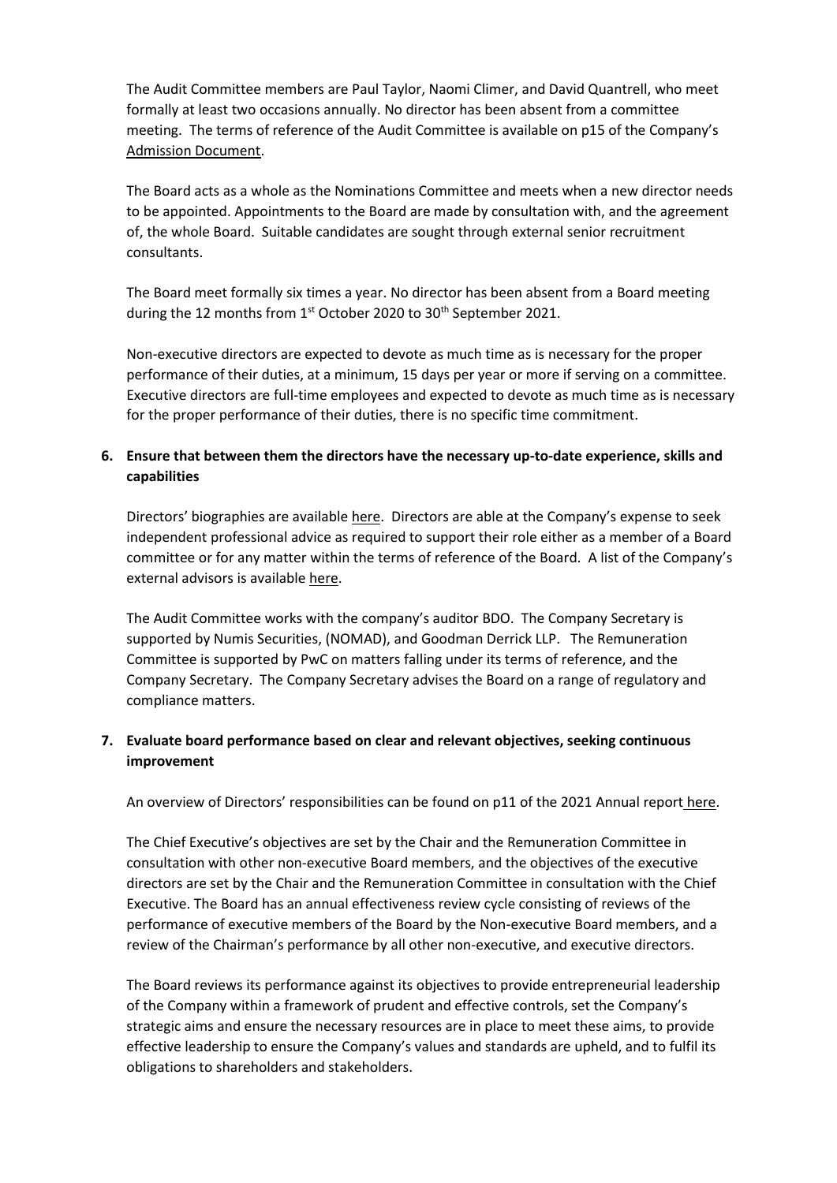The Audit Committee members are Paul Taylor, Naomi Climer, and David Quantrell, who meet formally at least two occasions annually. No director has been absent from a committee meeting. The terms of reference of the Audit Committee is available on p15 of the Company's Admission Document.

The Board acts as a whole as the Nominations Committee and meets when a new director needs to be appointed. Appointments to the Board are made by consultation with, and the agreement of, the whole Board. Suitable candidates are sought through external senior recruitment consultants.

The Board meet formally six times a year. No director has been absent from a Board meeting during the 12 months from 1st October 2020 to 30th September 2021.

Non-executive directors are expected to devote as much time as is necessary for the proper performance of their duties, at a minimum, 15 days per year or more if serving on a committee. Executive directors are full-time employees and expected to devote as much time as is necessary for the proper performance of their duties, there is no specific time commitment.

**6. Ensure that between them the directors have the necessary up-to-date experience, skills and capabilities**

Directors' biographies are available here. Directors are able at the Company's expense to seek independent professional advice as required to support their role either as a member of a Board committee or for any matter within the terms of reference of the Board. A list of the Company's external advisors is available here.

The Audit Committee works with the company's auditor BDO. The Company Secretary is supported by Numis Securities, (NOMAD), and Goodman Derrick LLP. The Remuneration Committee is supported by PwC on matters falling under its terms of reference, and the Company Secretary. The Company Secretary advises the Board on a range of regulatory and compliance matters.

**7. Evaluate board performance based on clear and relevant objectives, seeking continuous improvement**

An overview of Directors' responsibilities can be found on p11 of the 2021 Annual report here.

The Chief Executive's objectives are set by the Chair and the Remuneration Committee in consultation with other non-executive Board members, and the objectives of the executive directors are set by the Chair and the Remuneration Committee in consultation with the Chief Executive. The Board has an annual effectiveness review cycle consisting of reviews of the performance of executive members of the Board by the Non-executive Board members, and a review of the Chairman's performance by all other non-executive, and executive directors.

The Board reviews its performance against its objectives to provide entrepreneurial leadership of the Company within a framework of prudent and effective controls, set the Company's strategic aims and ensure the necessary resources are in place to meet these aims, to provide effective leadership to ensure the Company's values and standards are upheld, and to fulfil its obligations to shareholders and stakeholders.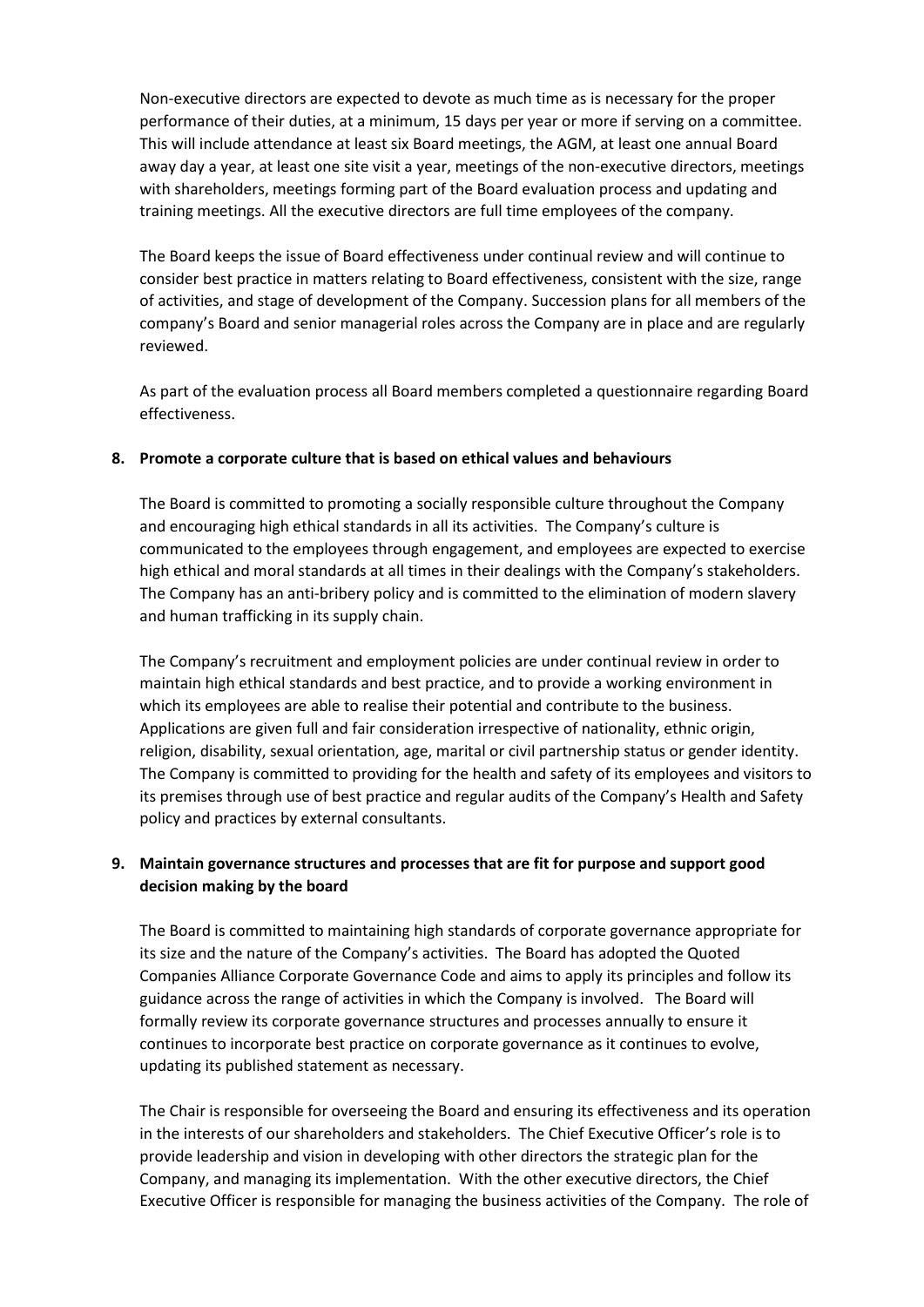Non-executive directors are expected to devote as much time as is necessary for the proper performance of their duties, at a minimum, 15 days per year or more if serving on a committee. This will include attendance at least six Board meetings, the AGM, at least one annual Board away day a year, at least one site visit a year, meetings of the non-executive directors, meetings with shareholders, meetings forming part of the Board evaluation process and updating and training meetings. All the executive directors are full time employees of the company.

The Board keeps the issue of Board effectiveness under continual review and will continue to consider best practice in matters relating to Board effectiveness, consistent with the size, range of activities, and stage of development of the Company. Succession plans for all members of the company's Board and senior managerial roles across the Company are in place and are regularly reviewed.

As part of the evaluation process all Board members completed a questionnaire regarding Board effectiveness.

**8. Promote a corporate culture that is based on ethical values and behaviours**

The Board is committed to promoting a socially responsible culture throughout the Company and encouraging high ethical standards in all its activities. The Company's culture is communicated to the employees through engagement, and employees are expected to exercise high ethical and moral standards at all times in their dealings with the Company's stakeholders. The Company has an anti-bribery policy and is committed to the elimination of modern slavery and human trafficking in its supply chain.

The Company's recruitment and employment policies are under continual review in order to maintain high ethical standards and best practice, and to provide a working environment in which its employees are able to realise their potential and contribute to the business. Applications are given full and fair consideration irrespective of nationality, ethnic origin, religion, disability, sexual orientation, age, marital or civil partnership status or gender identity. The Company is committed to providing for the health and safety of its employees and visitors to its premises through use of best practice and regular audits of the Company's Health and Safety policy and practices by external consultants.

**9. Maintain governance structures and processes that are fit for purpose and support good decision making by the board**

The Board is committed to maintaining high standards of corporate governance appropriate for its size and the nature of the Company's activities. The Board has adopted the Quoted Companies Alliance Corporate Governance Code and aims to apply its principles and follow its guidance across the range of activities in which the Company is involved. The Board will formally review its corporate governance structures and processes annually to ensure it continues to incorporate best practice on corporate governance as it continues to evolve, updating its published statement as necessary.

The Chair is responsible for overseeing the Board and ensuring its effectiveness and its operation in the interests of our shareholders and stakeholders. The Chief Executive Officer's role is to provide leadership and vision in developing with other directors the strategic plan for the Company, and managing its implementation. With the other executive directors, the Chief Executive Officer is responsible for managing the business activities of the Company. The role of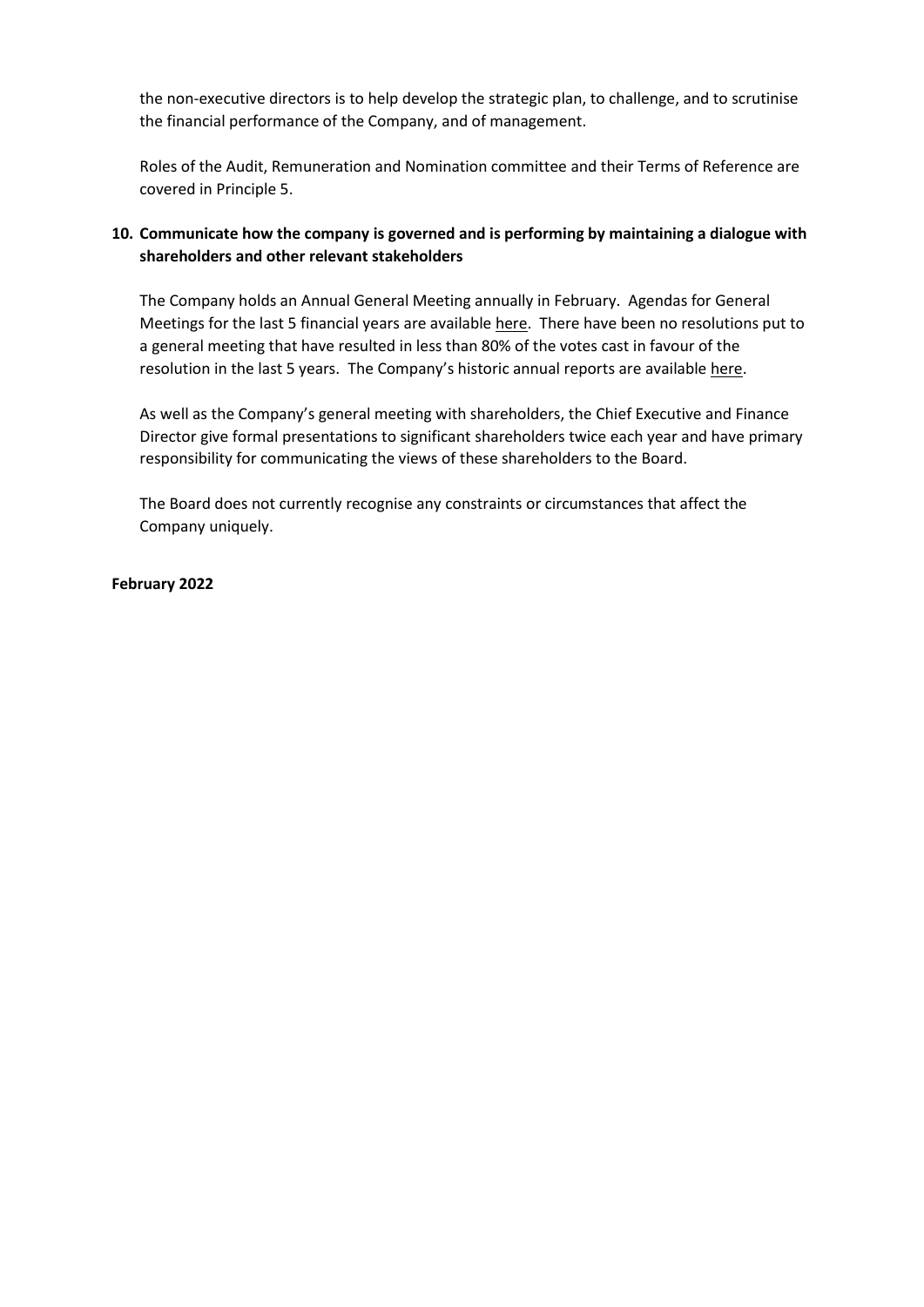the non-executive directors is to help develop the strategic plan, to challenge, and to scrutinise the financial performance of the Company, and of management.

Roles of the Audit, Remuneration and Nomination committee and their Terms of Reference are covered in Principle 5.

**10. Communicate how the company is governed and is performing by maintaining a dialogue with shareholders and other relevant stakeholders**

The Company holds an Annual General Meeting annually in February. Agendas for General Meetings for the last 5 financial years are available here. There have been no resolutions put to a general meeting that have resulted in less than 80% of the votes cast in favour of the resolution in the last 5 years. The Company's historic annual reports are available here.

As well as the Company's general meeting with shareholders, the Chief Executive and Finance Director give formal presentations to significant shareholders twice each year and have primary responsibility for communicating the views of these shareholders to the Board.

The Board does not currently recognise any constraints or circumstances that affect the Company uniquely.

**February 2022**